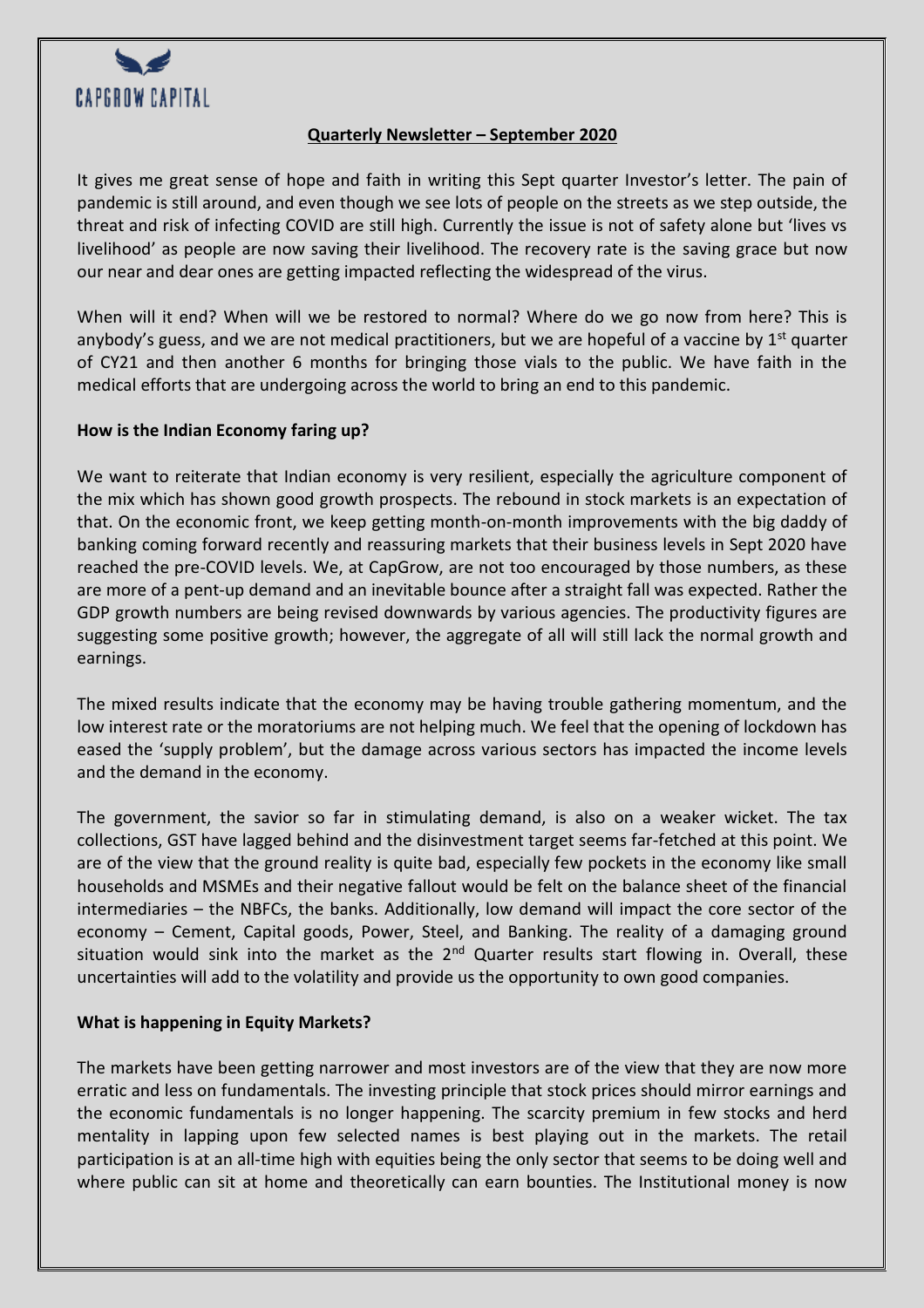CAPGROW CAPITAL

**Quarterly Newsletter – September 2020**

It gives me great sense of hope and faith in writing this Sept quarter Investor's letter. The pain of pandemic is still around, and even though we see lots of people on the streets as we step outside, the threat and risk of infecting COVID are still high. Currently the issue is not of safety alone but 'lives vs livelihood' as people are now saving their livelihood. The recovery rate is the saving grace but now our near and dear ones are getting impacted reflecting the widespread of the virus.

When will it end? When will we be restored to normal? Where do we go now from here? This is anybody's guess, and we are not medical practitioners, but we are hopeful of a vaccine by 1st quarter of CY21 and then another 6 months for bringing those vials to the public. We have faith in the medical efforts that are undergoing across the world to bring an end to this pandemic.

**How is the Indian Economy faring up?**

We want to reiterate that Indian economy is very resilient, especially the agriculture component of the mix which has shown good growth prospects. The rebound in stock markets is an expectation of that. On the economic front, we keep getting month-on-month improvements with the big daddy of banking coming forward recently and reassuring markets that their business levels in Sept 2020 have reached the pre-COVID levels. We, at CapGrow, are not too encouraged by those numbers, as these are more of a pent-up demand and an inevitable bounce after a straight fall was expected. Rather the GDP growth numbers are being revised downwards by various agencies. The productivity figures are suggesting some positive growth; however, the aggregate of all will still lack the normal growth and earnings.

The mixed results indicate that the economy may be having trouble gathering momentum, and the low interest rate or the moratoriums are not helping much. We feel that the opening of lockdown has eased the 'supply problem', but the damage across various sectors has impacted the income levels and the demand in the economy.

The government, the savior so far in stimulating demand, is also on a weaker wicket. The tax collections, GST have lagged behind and the disinvestment target seems far-fetched at this point. We are of the view that the ground reality is quite bad, especially few pockets in the economy like small households and MSMEs and their negative fallout would be felt on the balance sheet of the financial intermediaries – the NBFCs, the banks. Additionally, low demand will impact the core sector of the economy – Cement, Capital goods, Power, Steel, and Banking. The reality of a damaging ground situation would sink into the market as the 2nd Quarter results start flowing in. Overall, these uncertainties will add to the volatility and provide us the opportunity to own good companies.

**What is happening in Equity Markets?**

The markets have been getting narrower and most investors are of the view that they are now more erratic and less on fundamentals. The investing principle that stock prices should mirror earnings and the economic fundamentals is no longer happening. The scarcity premium in few stocks and herd mentality in lapping upon few selected names is best playing out in the markets. The retail participation is at an all-time high with equities being the only sector that seems to be doing well and where public can sit at home and theoretically can earn bounties. The Institutional money is now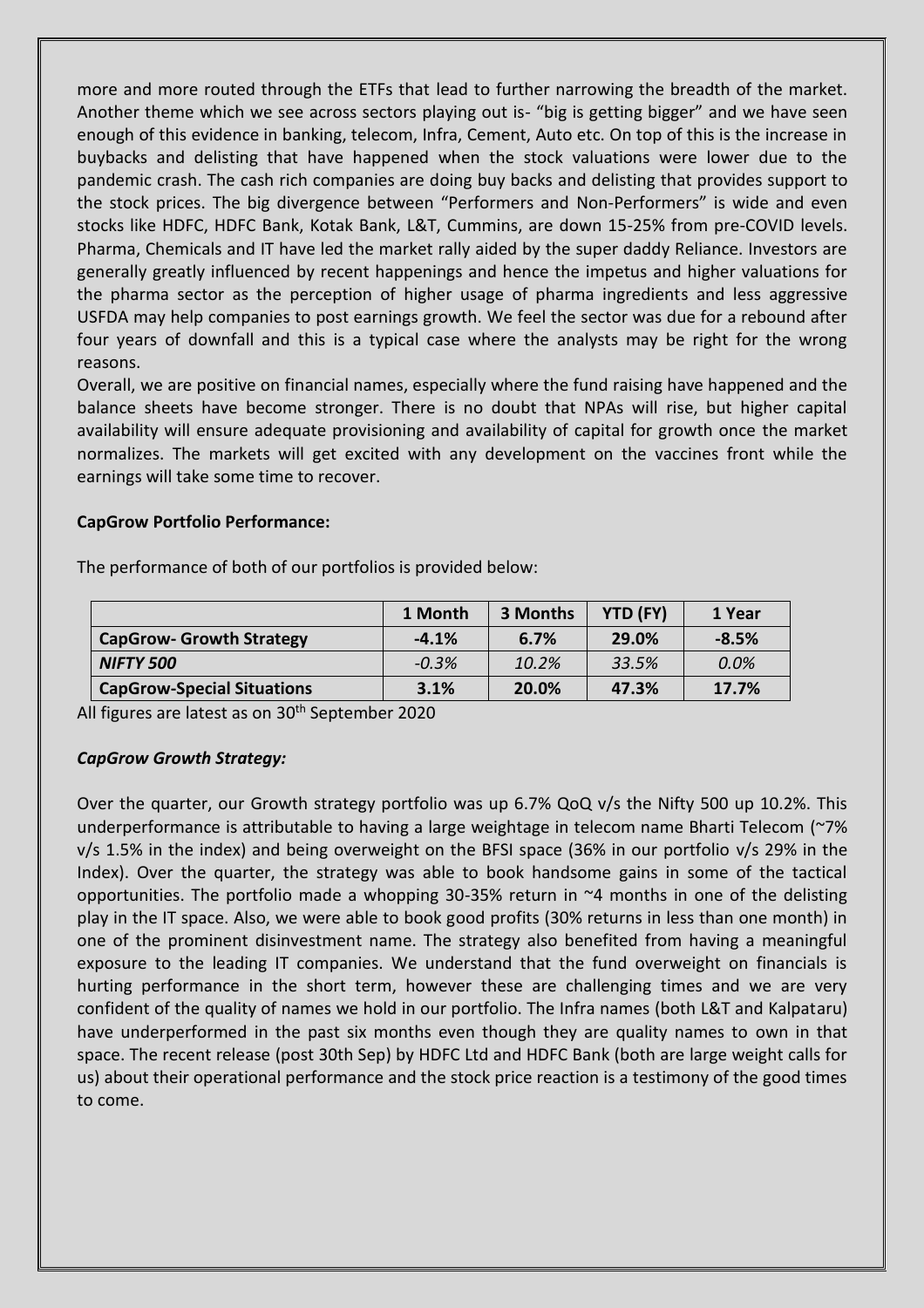more and more routed through the ETFs that lead to further narrowing the breadth of the market. Another theme which we see across sectors playing out is- "big is getting bigger" and we have seen enough of this evidence in banking, telecom, Infra, Cement, Auto etc. On top of this is the increase in buybacks and delisting that have happened when the stock valuations were lower due to the pandemic crash. The cash rich companies are doing buy backs and delisting that provides support to the stock prices. The big divergence between "Performers and Non-Performers" is wide and even stocks like HDFC, HDFC Bank, Kotak Bank, L&T, Cummins, are down 15-25% from pre-COVID levels. Pharma, Chemicals and IT have led the market rally aided by the super daddy Reliance. Investors are generally greatly influenced by recent happenings and hence the impetus and higher valuations for the pharma sector as the perception of higher usage of pharma ingredients and less aggressive USFDA may help companies to post earnings growth. We feel the sector was due for a rebound after four years of downfall and this is a typical case where the analysts may be right for the wrong reasons.

Overall, we are positive on financial names, especially where the fund raising have happened and the balance sheets have become stronger. There is no doubt that NPAs will rise, but higher capital availability will ensure adequate provisioning and availability of capital for growth once the market normalizes. The markets will get excited with any development on the vaccines front while the earnings will take some time to recover.

**CapGrow Portfolio Performance:**

The performance of both of our portfolios is provided below:

| | 1 Month | 3 Months | YTD (FY) | 1 Year |
|---|---|---|---|---|
| **CapGrow- Growth Strategy** | **-4.1%** | **6.7%** | **29.0%** | **-8.5%** |
| ***NIFTY 500*** | *-0.3%* | *10.2%* | *33.5%* | *0.0%* |
| **CapGrow-Special Situations** | **3.1%** | **20.0%** | **47.3%** | **17.7%** |

All figures are latest as on 30th September 2020

***CapGrow Growth Strategy:***

Over the quarter, our Growth strategy portfolio was up 6.7% QoQ v/s the Nifty 500 up 10.2%. This underperformance is attributable to having a large weightage in telecom name Bharti Telecom (~7% v/s 1.5% in the index) and being overweight on the BFSI space (36% in our portfolio v/s 29% in the Index). Over the quarter, the strategy was able to book handsome gains in some of the tactical opportunities. The portfolio made a whopping 30-35% return in ~4 months in one of the delisting play in the IT space. Also, we were able to book good profits (30% returns in less than one month) in one of the prominent disinvestment name. The strategy also benefited from having a meaningful exposure to the leading IT companies. We understand that the fund overweight on financials is hurting performance in the short term, however these are challenging times and we are very confident of the quality of names we hold in our portfolio. The Infra names (both L&T and Kalpataru) have underperformed in the past six months even though they are quality names to own in that space. The recent release (post 30th Sep) by HDFC Ltd and HDFC Bank (both are large weight calls for us) about their operational performance and the stock price reaction is a testimony of the good times to come.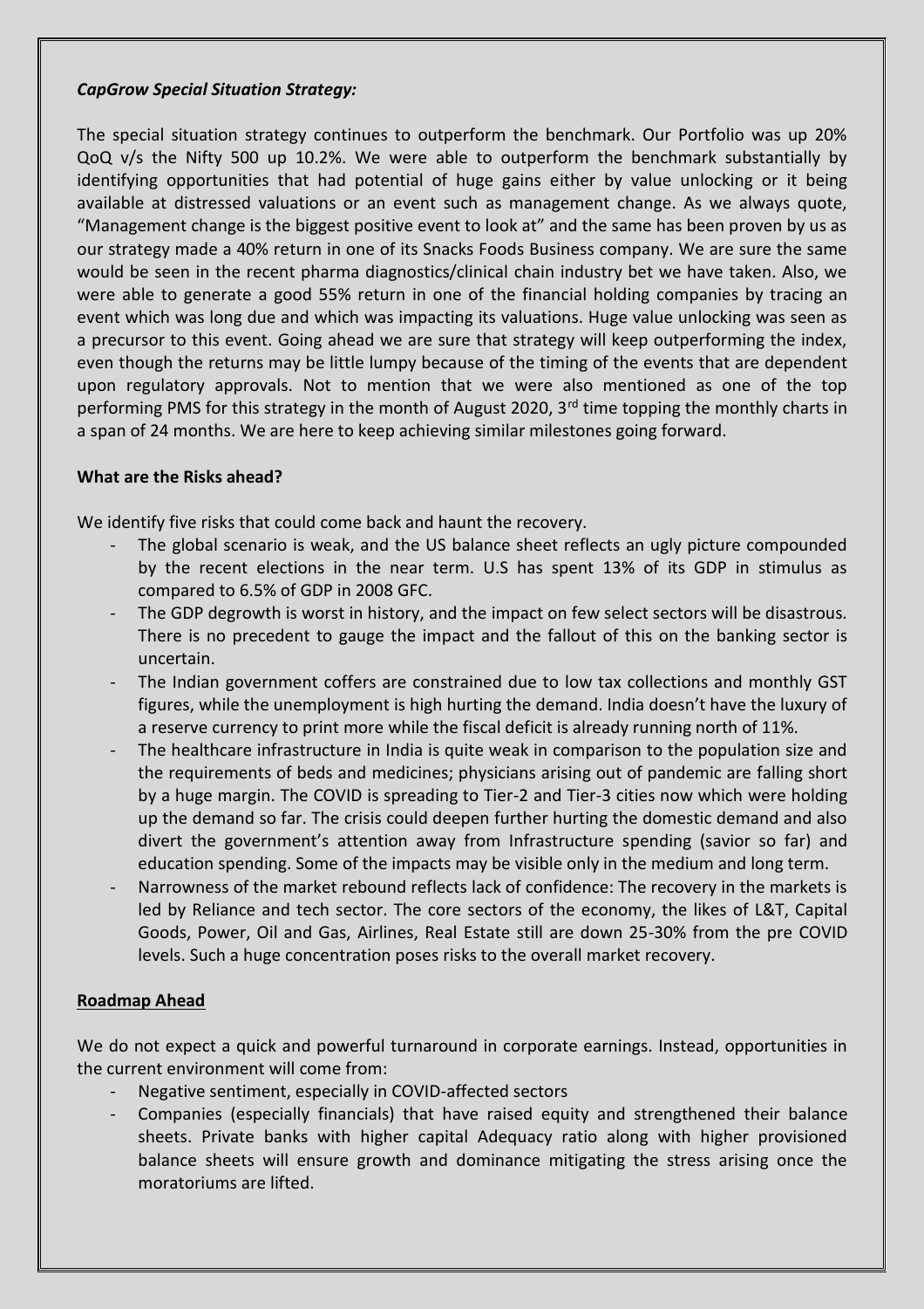***CapGrow Special Situation Strategy:***

The special situation strategy continues to outperform the benchmark. Our Portfolio was up 20% QoQ v/s the Nifty 500 up 10.2%. We were able to outperform the benchmark substantially by identifying opportunities that had potential of huge gains either by value unlocking or it being available at distressed valuations or an event such as management change. As we always quote, "Management change is the biggest positive event to look at" and the same has been proven by us as our strategy made a 40% return in one of its Snacks Foods Business company. We are sure the same would be seen in the recent pharma diagnostics/clinical chain industry bet we have taken. Also, we were able to generate a good 55% return in one of the financial holding companies by tracing an event which was long due and which was impacting its valuations. Huge value unlocking was seen as a precursor to this event. Going ahead we are sure that strategy will keep outperforming the index, even though the returns may be little lumpy because of the timing of the events that are dependent upon regulatory approvals. Not to mention that we were also mentioned as one of the top performing PMS for this strategy in the month of August 2020, 3rd time topping the monthly charts in a span of 24 months. We are here to keep achieving similar milestones going forward.

**What are the Risks ahead?**

We identify five risks that could come back and haunt the recovery.

- The global scenario is weak, and the US balance sheet reflects an ugly picture compounded by the recent elections in the near term. U.S has spent 13% of its GDP in stimulus as compared to 6.5% of GDP in 2008 GFC.
- The GDP degrowth is worst in history, and the impact on few select sectors will be disastrous. There is no precedent to gauge the impact and the fallout of this on the banking sector is uncertain.
- The Indian government coffers are constrained due to low tax collections and monthly GST figures, while the unemployment is high hurting the demand. India doesn't have the luxury of a reserve currency to print more while the fiscal deficit is already running north of 11%.
- The healthcare infrastructure in India is quite weak in comparison to the population size and the requirements of beds and medicines; physicians arising out of pandemic are falling short by a huge margin. The COVID is spreading to Tier-2 and Tier-3 cities now which were holding up the demand so far. The crisis could deepen further hurting the domestic demand and also divert the government's attention away from Infrastructure spending (savior so far) and education spending. Some of the impacts may be visible only in the medium and long term.
- Narrowness of the market rebound reflects lack of confidence: The recovery in the markets is led by Reliance and tech sector. The core sectors of the economy, the likes of L&T, Capital Goods, Power, Oil and Gas, Airlines, Real Estate still are down 25-30% from the pre COVID levels. Such a huge concentration poses risks to the overall market recovery.

**Roadmap Ahead**

We do not expect a quick and powerful turnaround in corporate earnings. Instead, opportunities in the current environment will come from:

- Negative sentiment, especially in COVID-affected sectors
- Companies (especially financials) that have raised equity and strengthened their balance sheets. Private banks with higher capital Adequacy ratio along with higher provisioned balance sheets will ensure growth and dominance mitigating the stress arising once the moratoriums are lifted.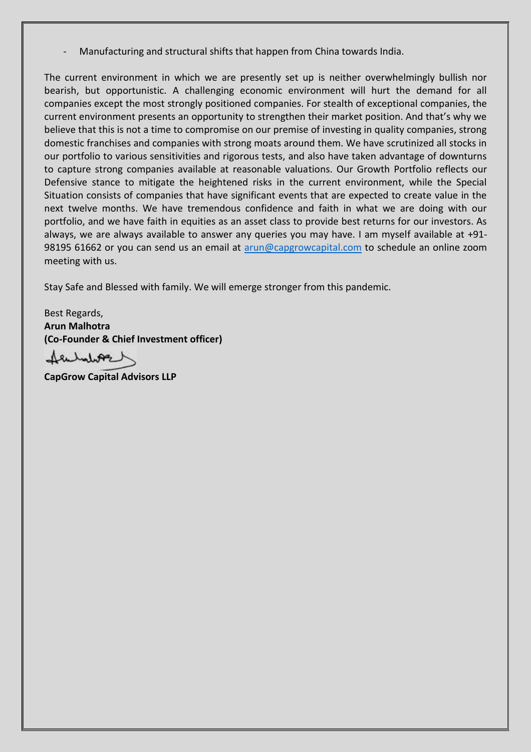- Manufacturing and structural shifts that happen from China towards India.

The current environment in which we are presently set up is neither overwhelmingly bullish nor bearish, but opportunistic. A challenging economic environment will hurt the demand for all companies except the most strongly positioned companies. For stealth of exceptional companies, the current environment presents an opportunity to strengthen their market position. And that's why we believe that this is not a time to compromise on our premise of investing in quality companies, strong domestic franchises and companies with strong moats around them. We have scrutinized all stocks in our portfolio to various sensitivities and rigorous tests, and also have taken advantage of downturns to capture strong companies available at reasonable valuations. Our Growth Portfolio reflects our Defensive stance to mitigate the heightened risks in the current environment, while the Special Situation consists of companies that have significant events that are expected to create value in the next twelve months. We have tremendous confidence and faith in what we are doing with our portfolio, and we have faith in equities as an asset class to provide best returns for our investors. As always, we are always available to answer any queries you may have. I am myself available at +91-98195 61662 or you can send us an email at arun@capgrowcapital.com to schedule an online zoom meeting with us.

Stay Safe and Blessed with family. We will emerge stronger from this pandemic.

Best Regards,
**Arun Malhotra**
**(Co-Founder & Chief Investment officer)**

**CapGrow Capital Advisors LLP**